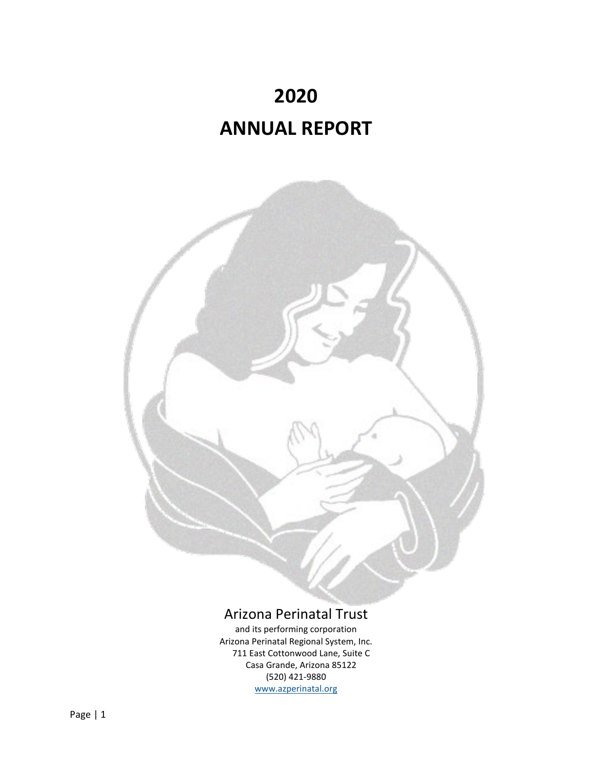# 2020

# ANNUAL REPORT

Arizona Perinatal Trust

and its performing corporation
Arizona Perinatal Regional System, Inc.
711 East Cottonwood Lane, Suite C
Casa Grande, Arizona 85122
(520) 421-9880
www.azperinatal.org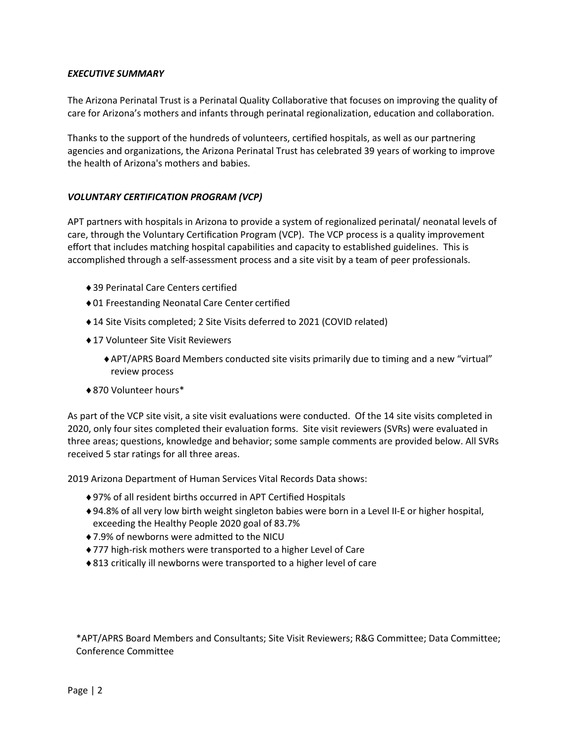## *EXECUTIVE SUMMARY*

The Arizona Perinatal Trust is a Perinatal Quality Collaborative that focuses on improving the quality of care for Arizona's mothers and infants through perinatal regionalization, education and collaboration.

Thanks to the support of the hundreds of volunteers, certified hospitals, as well as our partnering agencies and organizations, the Arizona Perinatal Trust has celebrated 39 years of working to improve the health of Arizona's mothers and babies.

## *VOLUNTARY CERTIFICATION PROGRAM (VCP)*

APT partners with hospitals in Arizona to provide a system of regionalized perinatal/ neonatal levels of care, through the Voluntary Certification Program (VCP). The VCP process is a quality improvement effort that includes matching hospital capabilities and capacity to established guidelines. This is accomplished through a self-assessment process and a site visit by a team of peer professionals.

- 39 Perinatal Care Centers certified
- 01 Freestanding Neonatal Care Center certified
- 14 Site Visits completed; 2 Site Visits deferred to 2021 (COVID related)
- 17 Volunteer Site Visit Reviewers
  - APT/APRS Board Members conducted site visits primarily due to timing and a new "virtual" review process
- 870 Volunteer hours*

As part of the VCP site visit, a site visit evaluations were conducted. Of the 14 site visits completed in 2020, only four sites completed their evaluation forms. Site visit reviewers (SVRs) were evaluated in three areas; questions, knowledge and behavior; some sample comments are provided below. All SVRs received 5 star ratings for all three areas.

2019 Arizona Department of Human Services Vital Records Data shows:

- 97% of all resident births occurred in APT Certified Hospitals
- 94.8% of all very low birth weight singleton babies were born in a Level II-E or higher hospital, exceeding the Healthy People 2020 goal of 83.7%
- 7.9% of newborns were admitted to the NICU
- 777 high-risk mothers were transported to a higher Level of Care
- 813 critically ill newborns were transported to a higher level of care

*APT/APRS Board Members and Consultants; Site Visit Reviewers; R&G Committee; Data Committee; Conference Committee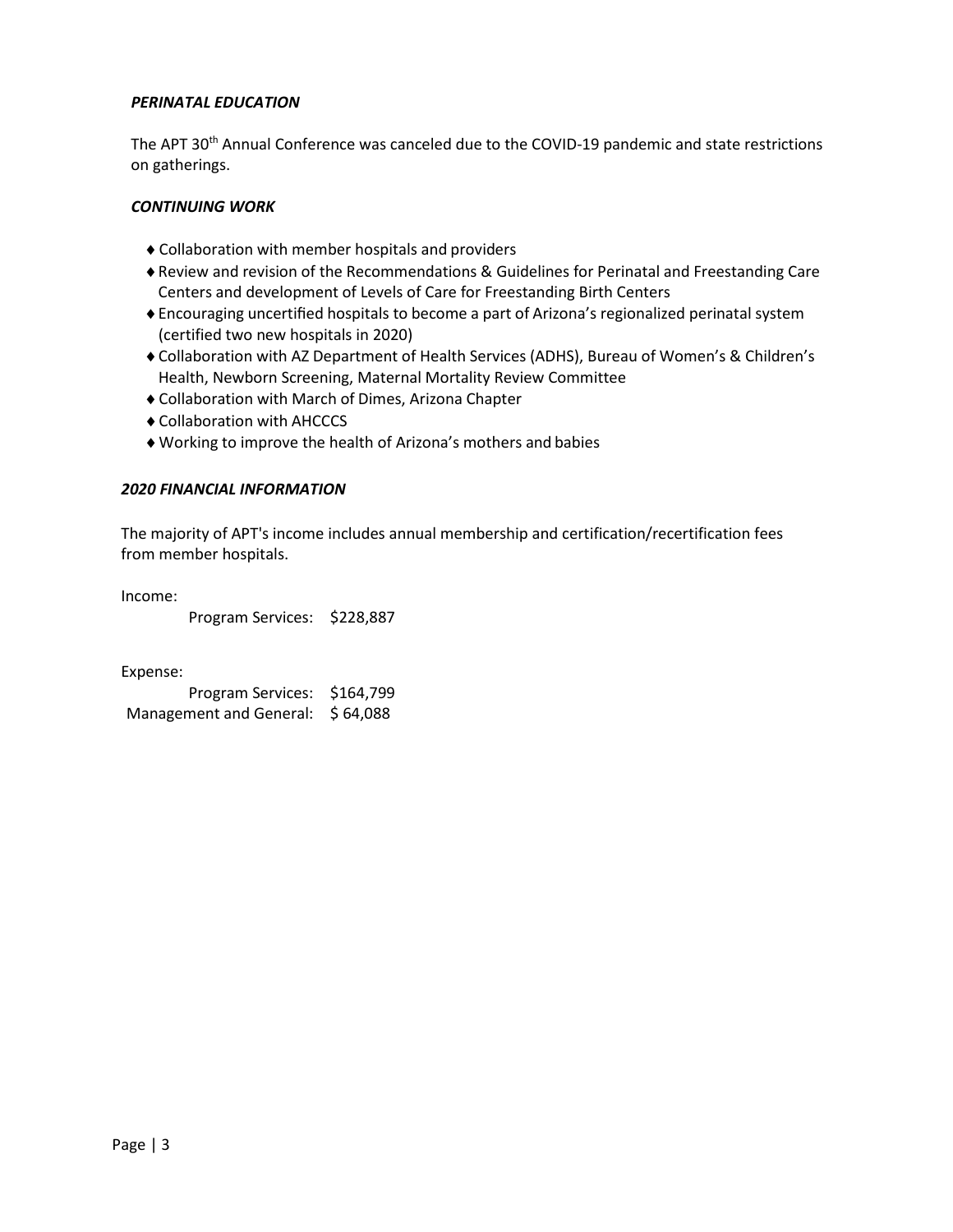***PERINATAL EDUCATION***

The APT 30th Annual Conference was canceled due to the COVID-19 pandemic and state restrictions on gatherings.

***CONTINUING WORK***

- ♦ Collaboration with member hospitals and providers
- ♦ Review and revision of the Recommendations & Guidelines for Perinatal and Freestanding Care Centers and development of Levels of Care for Freestanding Birth Centers
- ♦ Encouraging uncertified hospitals to become a part of Arizona's regionalized perinatal system (certified two new hospitals in 2020)
- ♦ Collaboration with AZ Department of Health Services (ADHS), Bureau of Women's & Children's Health, Newborn Screening, Maternal Mortality Review Committee
- ♦ Collaboration with March of Dimes, Arizona Chapter
- ♦ Collaboration with AHCCCS
- ♦ Working to improve the health of Arizona's mothers and babies

***2020 FINANCIAL INFORMATION***

The majority of APT's income includes annual membership and certification/recertification fees from member hospitals.

Income:

| | |
|---|---|
| Program Services: | $228,887 |

Expense:

| | |
|---|---|
| Program Services: | $164,799 |
| Management and General: | $ 64,088 |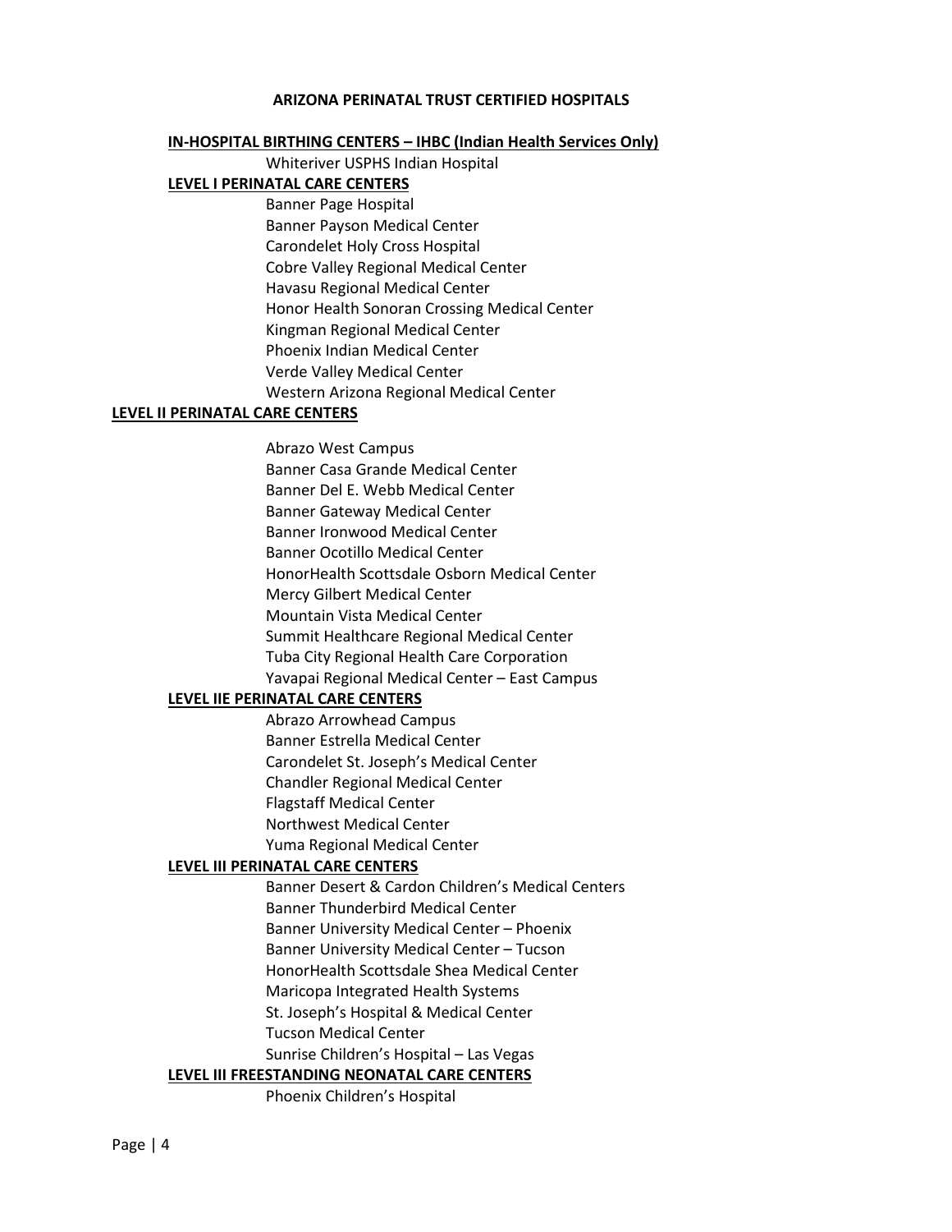# ARIZONA PERINATAL TRUST CERTIFIED HOSPITALS

## IN-HOSPITAL BIRTHING CENTERS – IHBC (Indian Health Services Only)

Whiteriver USPHS Indian Hospital

## LEVEL I PERINATAL CARE CENTERS

Banner Page Hospital
Banner Payson Medical Center
Carondelet Holy Cross Hospital
Cobre Valley Regional Medical Center
Havasu Regional Medical Center
Honor Health Sonoran Crossing Medical Center
Kingman Regional Medical Center
Phoenix Indian Medical Center
Verde Valley Medical Center
Western Arizona Regional Medical Center

## LEVEL II PERINATAL CARE CENTERS

Abrazo West Campus
Banner Casa Grande Medical Center
Banner Del E. Webb Medical Center
Banner Gateway Medical Center
Banner Ironwood Medical Center
Banner Ocotillo Medical Center
HonorHealth Scottsdale Osborn Medical Center
Mercy Gilbert Medical Center
Mountain Vista Medical Center
Summit Healthcare Regional Medical Center
Tuba City Regional Health Care Corporation
Yavapai Regional Medical Center – East Campus

## LEVEL IIE PERINATAL CARE CENTERS

Abrazo Arrowhead Campus
Banner Estrella Medical Center
Carondelet St. Joseph's Medical Center
Chandler Regional Medical Center
Flagstaff Medical Center
Northwest Medical Center
Yuma Regional Medical Center

## LEVEL III PERINATAL CARE CENTERS

Banner Desert & Cardon Children's Medical Centers
Banner Thunderbird Medical Center
Banner University Medical Center – Phoenix
Banner University Medical Center – Tucson
HonorHealth Scottsdale Shea Medical Center
Maricopa Integrated Health Systems
St. Joseph's Hospital & Medical Center
Tucson Medical Center
Sunrise Children's Hospital – Las Vegas

## LEVEL III FREESTANDING NEONATAL CARE CENTERS

Phoenix Children's Hospital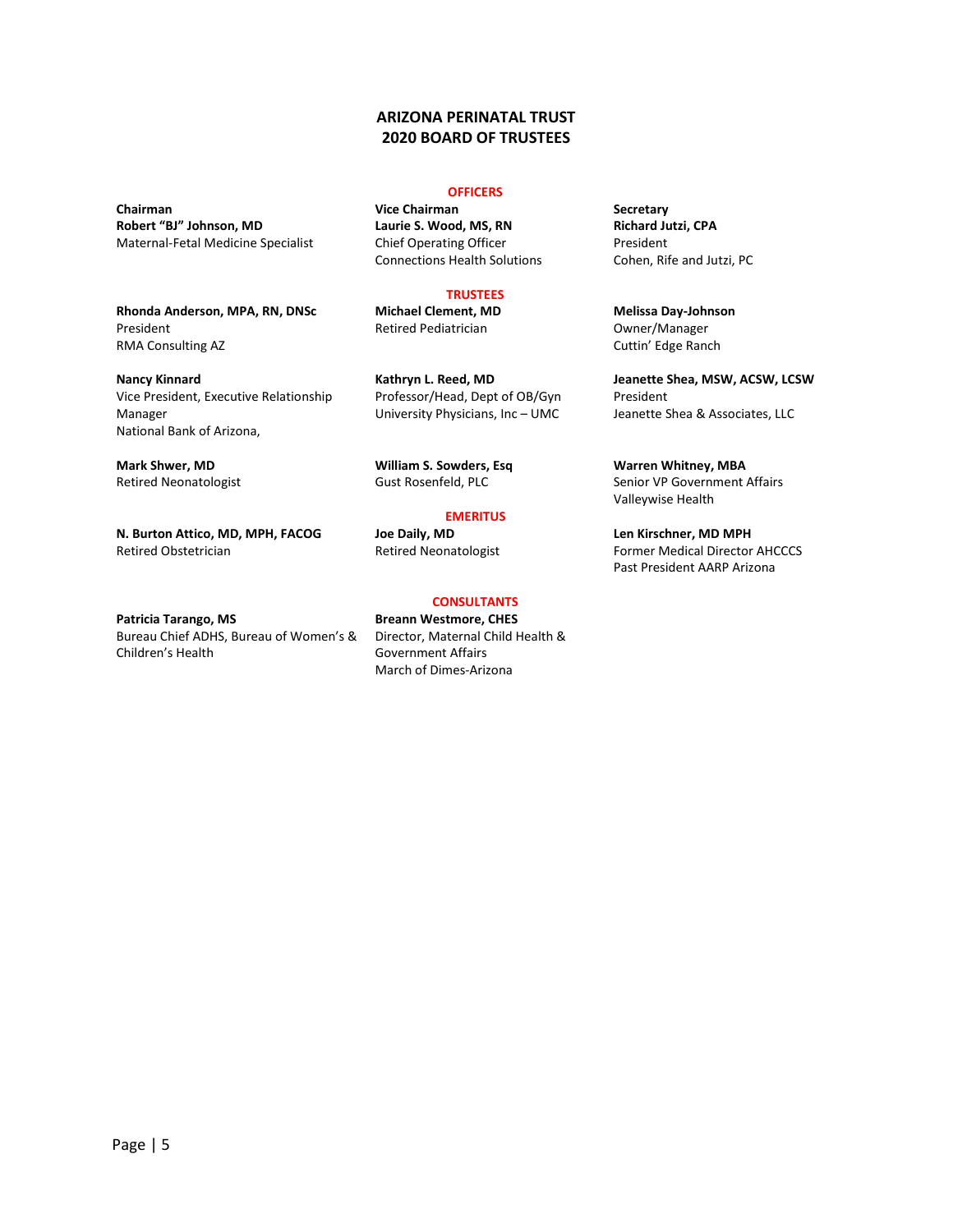# ARIZONA PERINATAL TRUST
# 2020 BOARD OF TRUSTEES

## OFFICERS

**Chairman**
**Robert "BJ" Johnson, MD**
Maternal-Fetal Medicine Specialist

**Vice Chairman**
**Laurie S. Wood, MS, RN**
Chief Operating Officer
Connections Health Solutions

**Secretary**
**Richard Jutzi, CPA**
President
Cohen, Rife and Jutzi, PC

## TRUSTEES

**Rhonda Anderson, MPA, RN, DNSc**
President
RMA Consulting AZ

**Michael Clement, MD**
Retired Pediatrician

**Melissa Day-Johnson**
Owner/Manager
Cuttin' Edge Ranch

**Nancy Kinnard**
Vice President, Executive Relationship Manager
National Bank of Arizona,

**Kathryn L. Reed, MD**
Professor/Head, Dept of OB/Gyn
University Physicians, Inc – UMC

**Jeanette Shea, MSW, ACSW, LCSW**
President
Jeanette Shea & Associates, LLC

**Mark Shwer, MD**
Retired Neonatologist

**William S. Sowders, Esq**
Gust Rosenfeld, PLC

**Warren Whitney, MBA**
Senior VP Government Affairs
Valleywise Health

## EMERITUS

**N. Burton Attico, MD, MPH, FACOG**
Retired Obstetrician

**Joe Daily, MD**
Retired Neonatologist

**Len Kirschner, MD MPH**
Former Medical Director AHCCCS
Past President AARP Arizona

## CONSULTANTS

**Patricia Tarango, MS**
Bureau Chief ADHS, Bureau of Women's & Children's Health

**Breann Westmore, CHES**
Director, Maternal Child Health & Government Affairs
March of Dimes-Arizona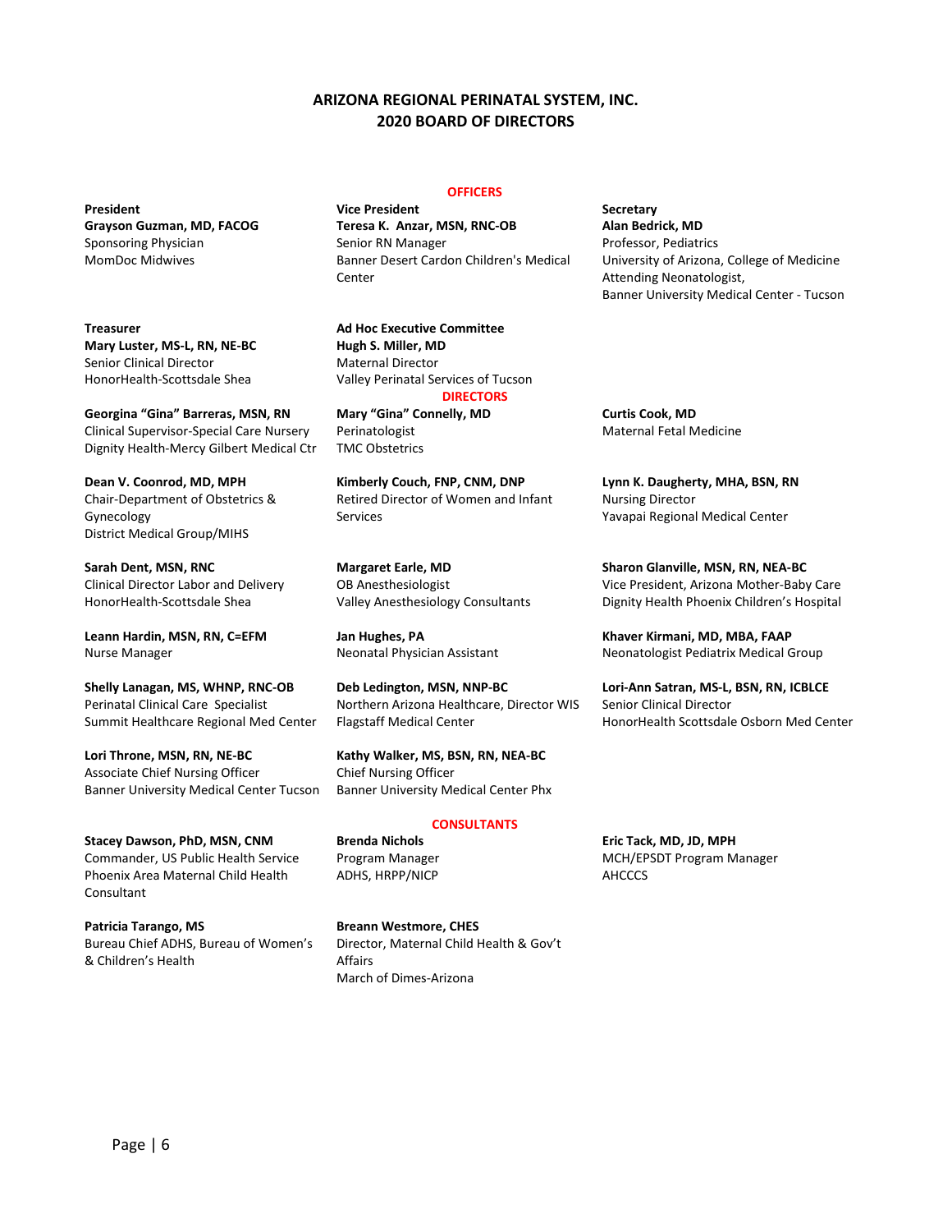# ARIZONA REGIONAL PERINATAL SYSTEM, INC.
# 2020 BOARD OF DIRECTORS

## OFFICERS

**President**
**Grayson Guzman, MD, FACOG**
Sponsoring Physician
MomDoc Midwives

**Vice President**
**Teresa K. Anzar, MSN, RNC-OB**
Senior RN Manager
Banner Desert Cardon Children's Medical Center

**Secretary**
**Alan Bedrick, MD**
Professor, Pediatrics
University of Arizona, College of Medicine
Attending Neonatologist,
Banner University Medical Center - Tucson

**Treasurer**
**Mary Luster, MS-L, RN, NE-BC**
Senior Clinical Director
HonorHealth-Scottsdale Shea

**Ad Hoc Executive Committee**
**Hugh S. Miller, MD**
Maternal Director
Valley Perinatal Services of Tucson

## DIRECTORS

**Georgina "Gina" Barreras, MSN, RN**
Clinical Supervisor-Special Care Nursery
Dignity Health-Mercy Gilbert Medical Ctr

**Mary "Gina" Connelly, MD**
Perinatologist
TMC Obstetrics

**Curtis Cook, MD**
Maternal Fetal Medicine

**Dean V. Coonrod, MD, MPH**
Chair-Department of Obstetrics & Gynecology
District Medical Group/MIHS

**Kimberly Couch, FNP, CNM, DNP**
Retired Director of Women and Infant Services

**Lynn K. Daugherty, MHA, BSN, RN**
Nursing Director
Yavapai Regional Medical Center

**Sarah Dent, MSN, RNC**
Clinical Director Labor and Delivery
HonorHealth-Scottsdale Shea

**Margaret Earle, MD**
OB Anesthesiologist
Valley Anesthesiology Consultants

**Sharon Glanville, MSN, RN, NEA-BC**
Vice President, Arizona Mother-Baby Care
Dignity Health Phoenix Children's Hospital

**Leann Hardin, MSN, RN, C=EFM**
Nurse Manager

**Jan Hughes, PA**
Neonatal Physician Assistant

**Khaver Kirmani, MD, MBA, FAAP**
Neonatologist Pediatrix Medical Group

**Shelly Lanagan, MS, WHNP, RNC-OB**
Perinatal Clinical Care Specialist
Summit Healthcare Regional Med Center

**Deb Ledington, MSN, NNP-BC**
Northern Arizona Healthcare, Director WIS
Flagstaff Medical Center

**Lori-Ann Satran, MS-L, BSN, RN, ICBLCE**
Senior Clinical Director
HonorHealth Scottsdale Osborn Med Center

**Lori Throne, MSN, RN, NE-BC**
Associate Chief Nursing Officer
Banner University Medical Center Tucson

**Kathy Walker, MS, BSN, RN, NEA-BC**
Chief Nursing Officer
Banner University Medical Center Phx

## CONSULTANTS

**Stacey Dawson, PhD, MSN, CNM**
Commander, US Public Health Service
Phoenix Area Maternal Child Health Consultant

**Brenda Nichols**
Program Manager
ADHS, HRPP/NICP

**Eric Tack, MD, JD, MPH**
MCH/EPSDT Program Manager
AHCCCS

**Patricia Tarango, MS**
Bureau Chief ADHS, Bureau of Women's & Children's Health

**Breann Westmore, CHES**
Director, Maternal Child Health & Gov't Affairs
March of Dimes-Arizona